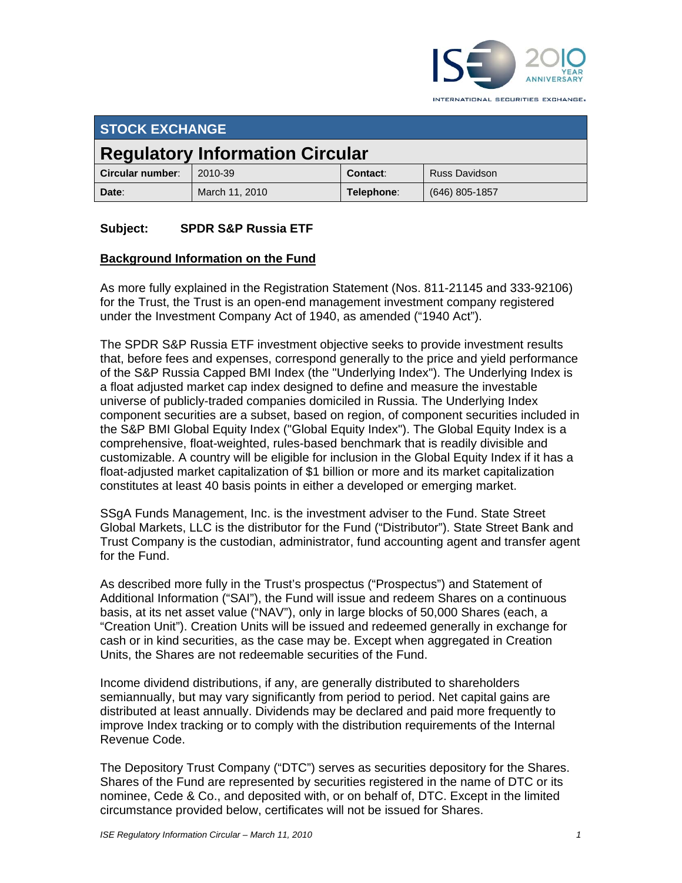INTERNATIONAL SECURITIES EXCHANGE.

## STOCK EXCHANGE

# Regulatory Information Circular

| | | | |
|---|---|---|---|
| **Circular number**: | 2010-39 | **Contact**: | Russ Davidson |
| **Date**: | March 11, 2010 | **Telephone**: | (646) 805-1857 |

**Subject: SPDR S&P Russia ETF**

**Background Information on the Fund**

As more fully explained in the Registration Statement (Nos. 811-21145 and 333-92106) for the Trust, the Trust is an open-end management investment company registered under the Investment Company Act of 1940, as amended ("1940 Act").

The SPDR S&P Russia ETF investment objective seeks to provide investment results that, before fees and expenses, correspond generally to the price and yield performance of the S&P Russia Capped BMI Index (the "Underlying Index"). The Underlying Index is a float adjusted market cap index designed to define and measure the investable universe of publicly-traded companies domiciled in Russia. The Underlying Index component securities are a subset, based on region, of component securities included in the S&P BMI Global Equity Index ("Global Equity Index"). The Global Equity Index is a comprehensive, float-weighted, rules-based benchmark that is readily divisible and customizable. A country will be eligible for inclusion in the Global Equity Index if it has a float-adjusted market capitalization of $1 billion or more and its market capitalization constitutes at least 40 basis points in either a developed or emerging market.

SSgA Funds Management, Inc. is the investment adviser to the Fund. State Street Global Markets, LLC is the distributor for the Fund ("Distributor"). State Street Bank and Trust Company is the custodian, administrator, fund accounting agent and transfer agent for the Fund.

As described more fully in the Trust's prospectus ("Prospectus") and Statement of Additional Information ("SAI"), the Fund will issue and redeem Shares on a continuous basis, at its net asset value ("NAV"), only in large blocks of 50,000 Shares (each, a "Creation Unit"). Creation Units will be issued and redeemed generally in exchange for cash or in kind securities, as the case may be. Except when aggregated in Creation Units, the Shares are not redeemable securities of the Fund.

Income dividend distributions, if any, are generally distributed to shareholders semiannually, but may vary significantly from period to period. Net capital gains are distributed at least annually. Dividends may be declared and paid more frequently to improve Index tracking or to comply with the distribution requirements of the Internal Revenue Code.

The Depository Trust Company ("DTC") serves as securities depository for the Shares. Shares of the Fund are represented by securities registered in the name of DTC or its nominee, Cede & Co., and deposited with, or on behalf of, DTC. Except in the limited circumstance provided below, certificates will not be issued for Shares.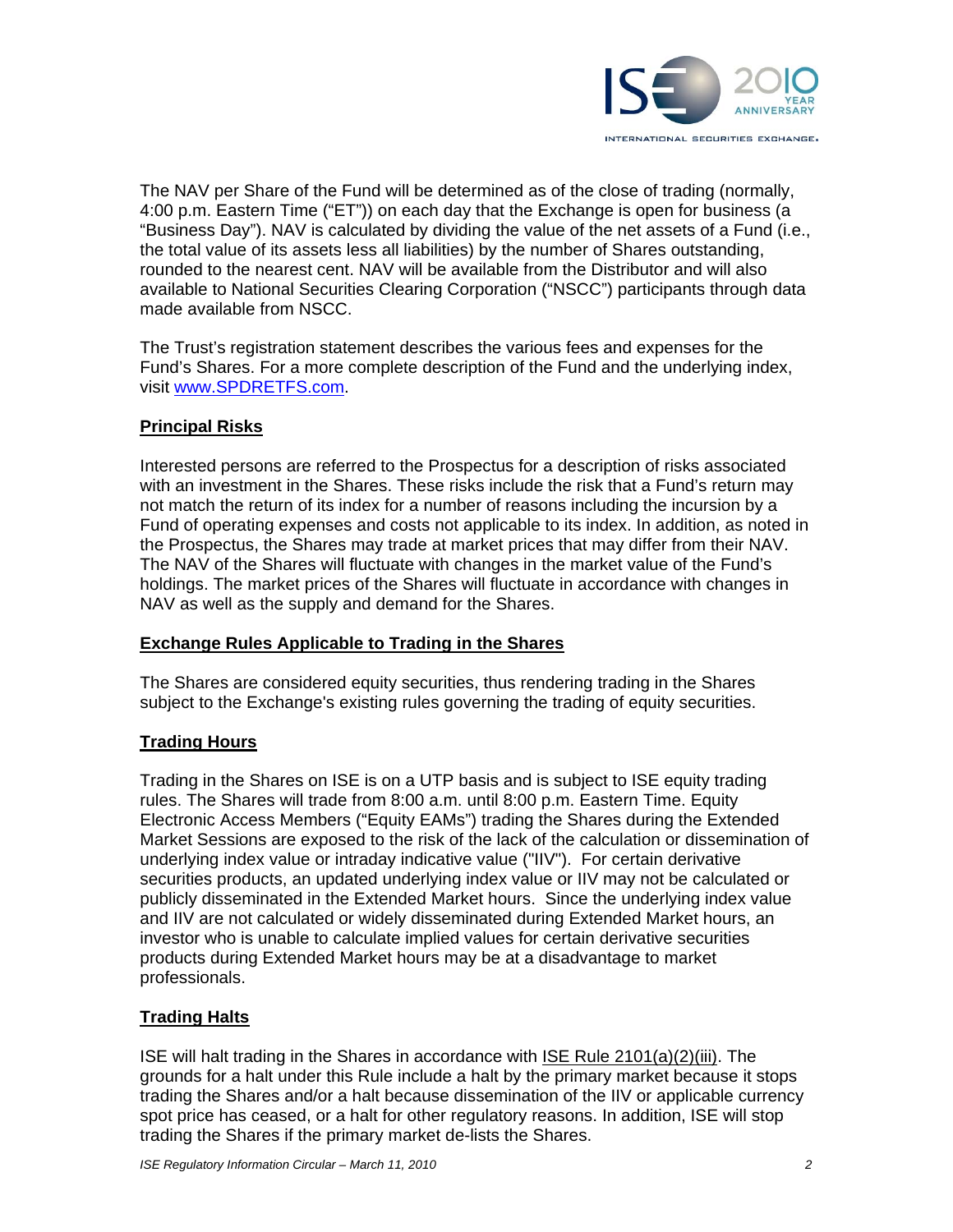The NAV per Share of the Fund will be determined as of the close of trading (normally, 4:00 p.m. Eastern Time ("ET")) on each day that the Exchange is open for business (a "Business Day"). NAV is calculated by dividing the value of the net assets of a Fund (i.e., the total value of its assets less all liabilities) by the number of Shares outstanding, rounded to the nearest cent. NAV will be available from the Distributor and will also available to National Securities Clearing Corporation ("NSCC") participants through data made available from NSCC.

The Trust's registration statement describes the various fees and expenses for the Fund's Shares. For a more complete description of the Fund and the underlying index, visit www.SPDRETFS.com.

## Principal Risks

Interested persons are referred to the Prospectus for a description of risks associated with an investment in the Shares. These risks include the risk that a Fund's return may not match the return of its index for a number of reasons including the incursion by a Fund of operating expenses and costs not applicable to its index. In addition, as noted in the Prospectus, the Shares may trade at market prices that may differ from their NAV. The NAV of the Shares will fluctuate with changes in the market value of the Fund's holdings. The market prices of the Shares will fluctuate in accordance with changes in NAV as well as the supply and demand for the Shares.

## Exchange Rules Applicable to Trading in the Shares

The Shares are considered equity securities, thus rendering trading in the Shares subject to the Exchange's existing rules governing the trading of equity securities.

## Trading Hours

Trading in the Shares on ISE is on a UTP basis and is subject to ISE equity trading rules. The Shares will trade from 8:00 a.m. until 8:00 p.m. Eastern Time. Equity Electronic Access Members ("Equity EAMs") trading the Shares during the Extended Market Sessions are exposed to the risk of the lack of the calculation or dissemination of underlying index value or intraday indicative value ("IIV"). For certain derivative securities products, an updated underlying index value or IIV may not be calculated or publicly disseminated in the Extended Market hours. Since the underlying index value and IIV are not calculated or widely disseminated during Extended Market hours, an investor who is unable to calculate implied values for certain derivative securities products during Extended Market hours may be at a disadvantage to market professionals.

## Trading Halts

ISE will halt trading in the Shares in accordance with ISE Rule 2101(a)(2)(iii). The grounds for a halt under this Rule include a halt by the primary market because it stops trading the Shares and/or a halt because dissemination of the IIV or applicable currency spot price has ceased, or a halt for other regulatory reasons. In addition, ISE will stop trading the Shares if the primary market de-lists the Shares.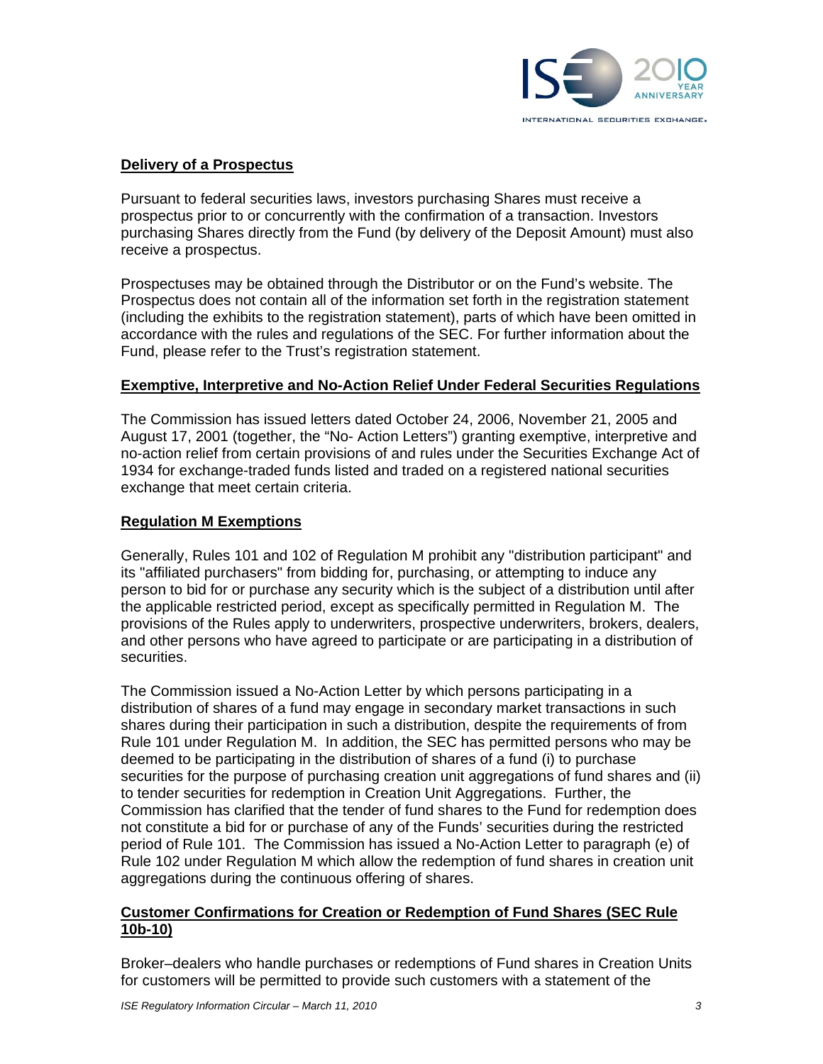## Delivery of a Prospectus

Pursuant to federal securities laws, investors purchasing Shares must receive a prospectus prior to or concurrently with the confirmation of a transaction. Investors purchasing Shares directly from the Fund (by delivery of the Deposit Amount) must also receive a prospectus.

Prospectuses may be obtained through the Distributor or on the Fund's website. The Prospectus does not contain all of the information set forth in the registration statement (including the exhibits to the registration statement), parts of which have been omitted in accordance with the rules and regulations of the SEC. For further information about the Fund, please refer to the Trust's registration statement.

## Exemptive, Interpretive and No-Action Relief Under Federal Securities Regulations

The Commission has issued letters dated October 24, 2006, November 21, 2005 and August 17, 2001 (together, the "No- Action Letters") granting exemptive, interpretive and no-action relief from certain provisions of and rules under the Securities Exchange Act of 1934 for exchange-traded funds listed and traded on a registered national securities exchange that meet certain criteria.

## Regulation M Exemptions

Generally, Rules 101 and 102 of Regulation M prohibit any "distribution participant" and its "affiliated purchasers" from bidding for, purchasing, or attempting to induce any person to bid for or purchase any security which is the subject of a distribution until after the applicable restricted period, except as specifically permitted in Regulation M. The provisions of the Rules apply to underwriters, prospective underwriters, brokers, dealers, and other persons who have agreed to participate or are participating in a distribution of securities.

The Commission issued a No-Action Letter by which persons participating in a distribution of shares of a fund may engage in secondary market transactions in such shares during their participation in such a distribution, despite the requirements of from Rule 101 under Regulation M. In addition, the SEC has permitted persons who may be deemed to be participating in the distribution of shares of a fund (i) to purchase securities for the purpose of purchasing creation unit aggregations of fund shares and (ii) to tender securities for redemption in Creation Unit Aggregations. Further, the Commission has clarified that the tender of fund shares to the Fund for redemption does not constitute a bid for or purchase of any of the Funds' securities during the restricted period of Rule 101. The Commission has issued a No-Action Letter to paragraph (e) of Rule 102 under Regulation M which allow the redemption of fund shares in creation unit aggregations during the continuous offering of shares.

## Customer Confirmations for Creation or Redemption of Fund Shares (SEC Rule 10b-10)

Broker–dealers who handle purchases or redemptions of Fund shares in Creation Units for customers will be permitted to provide such customers with a statement of the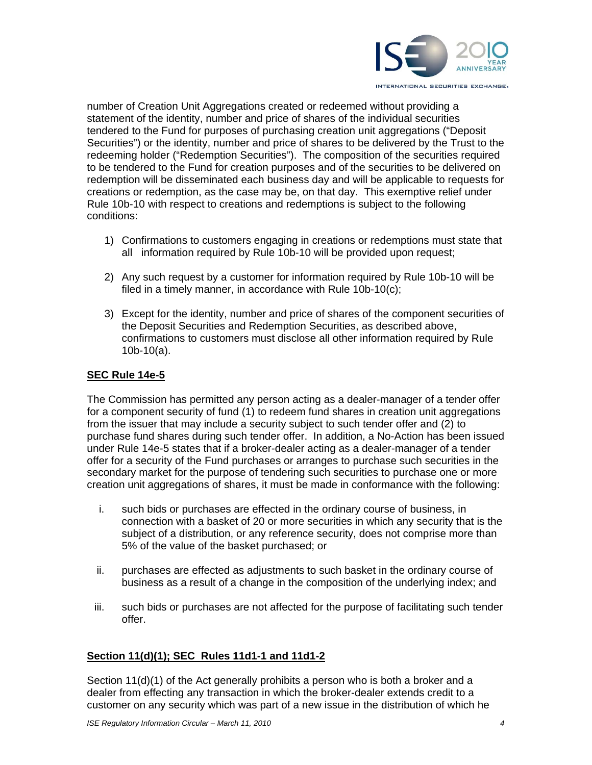number of Creation Unit Aggregations created or redeemed without providing a statement of the identity, number and price of shares of the individual securities tendered to the Fund for purposes of purchasing creation unit aggregations ("Deposit Securities") or the identity, number and price of shares to be delivered by the Trust to the redeeming holder ("Redemption Securities"). The composition of the securities required to be tendered to the Fund for creation purposes and of the securities to be delivered on redemption will be disseminated each business day and will be applicable to requests for creations or redemption, as the case may be, on that day. This exemptive relief under Rule 10b-10 with respect to creations and redemptions is subject to the following conditions:

1) Confirmations to customers engaging in creations or redemptions must state that all information required by Rule 10b-10 will be provided upon request;

2) Any such request by a customer for information required by Rule 10b-10 will be filed in a timely manner, in accordance with Rule 10b-10(c);

3) Except for the identity, number and price of shares of the component securities of the Deposit Securities and Redemption Securities, as described above, confirmations to customers must disclose all other information required by Rule 10b-10(a).

## SEC Rule 14e-5

The Commission has permitted any person acting as a dealer-manager of a tender offer for a component security of fund (1) to redeem fund shares in creation unit aggregations from the issuer that may include a security subject to such tender offer and (2) to purchase fund shares during such tender offer. In addition, a No-Action has been issued under Rule 14e-5 states that if a broker-dealer acting as a dealer-manager of a tender offer for a security of the Fund purchases or arranges to purchase such securities in the secondary market for the purpose of tendering such securities to purchase one or more creation unit aggregations of shares, it must be made in conformance with the following:

i. such bids or purchases are effected in the ordinary course of business, in connection with a basket of 20 or more securities in which any security that is the subject of a distribution, or any reference security, does not comprise more than 5% of the value of the basket purchased; or

ii. purchases are effected as adjustments to such basket in the ordinary course of business as a result of a change in the composition of the underlying index; and

iii. such bids or purchases are not affected for the purpose of facilitating such tender offer.

## Section 11(d)(1); SEC Rules 11d1-1 and 11d1-2

Section 11(d)(1) of the Act generally prohibits a person who is both a broker and a dealer from effecting any transaction in which the broker-dealer extends credit to a customer on any security which was part of a new issue in the distribution of which he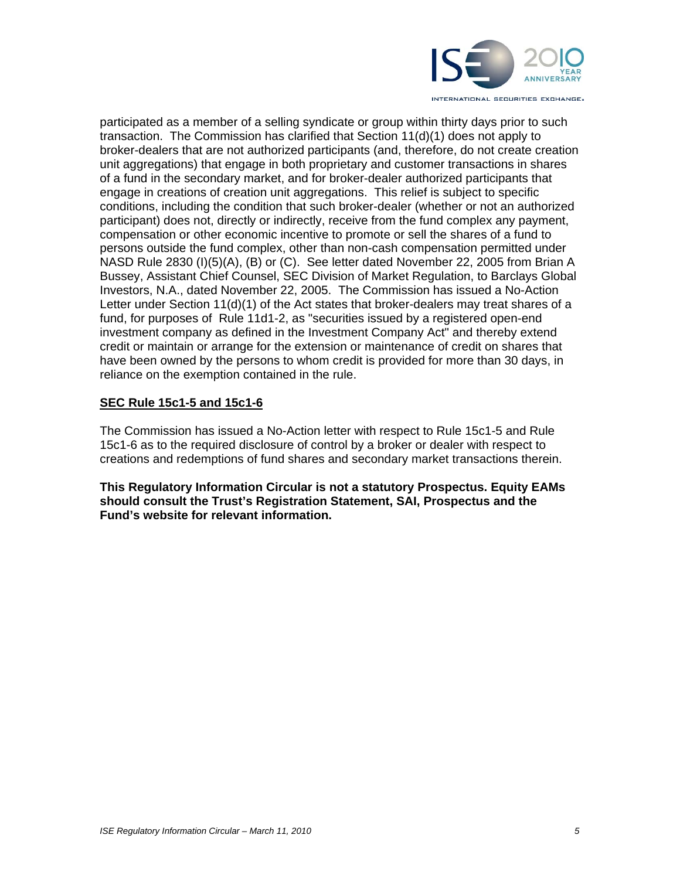participated as a member of a selling syndicate or group within thirty days prior to such transaction. The Commission has clarified that Section 11(d)(1) does not apply to broker-dealers that are not authorized participants (and, therefore, do not create creation unit aggregations) that engage in both proprietary and customer transactions in shares of a fund in the secondary market, and for broker-dealer authorized participants that engage in creations of creation unit aggregations. This relief is subject to specific conditions, including the condition that such broker-dealer (whether or not an authorized participant) does not, directly or indirectly, receive from the fund complex any payment, compensation or other economic incentive to promote or sell the shares of a fund to persons outside the fund complex, other than non-cash compensation permitted under NASD Rule 2830 (I)(5)(A), (B) or (C). See letter dated November 22, 2005 from Brian A Bussey, Assistant Chief Counsel, SEC Division of Market Regulation, to Barclays Global Investors, N.A., dated November 22, 2005. The Commission has issued a No-Action Letter under Section 11(d)(1) of the Act states that broker-dealers may treat shares of a fund, for purposes of Rule 11d1-2, as "securities issued by a registered open-end investment company as defined in the Investment Company Act" and thereby extend credit or maintain or arrange for the extension or maintenance of credit on shares that have been owned by the persons to whom credit is provided for more than 30 days, in reliance on the exemption contained in the rule.

## SEC Rule 15c1-5 and 15c1-6

The Commission has issued a No-Action letter with respect to Rule 15c1-5 and Rule 15c1-6 as to the required disclosure of control by a broker or dealer with respect to creations and redemptions of fund shares and secondary market transactions therein.

**This Regulatory Information Circular is not a statutory Prospectus. Equity EAMs should consult the Trust's Registration Statement, SAI, Prospectus and the Fund's website for relevant information.**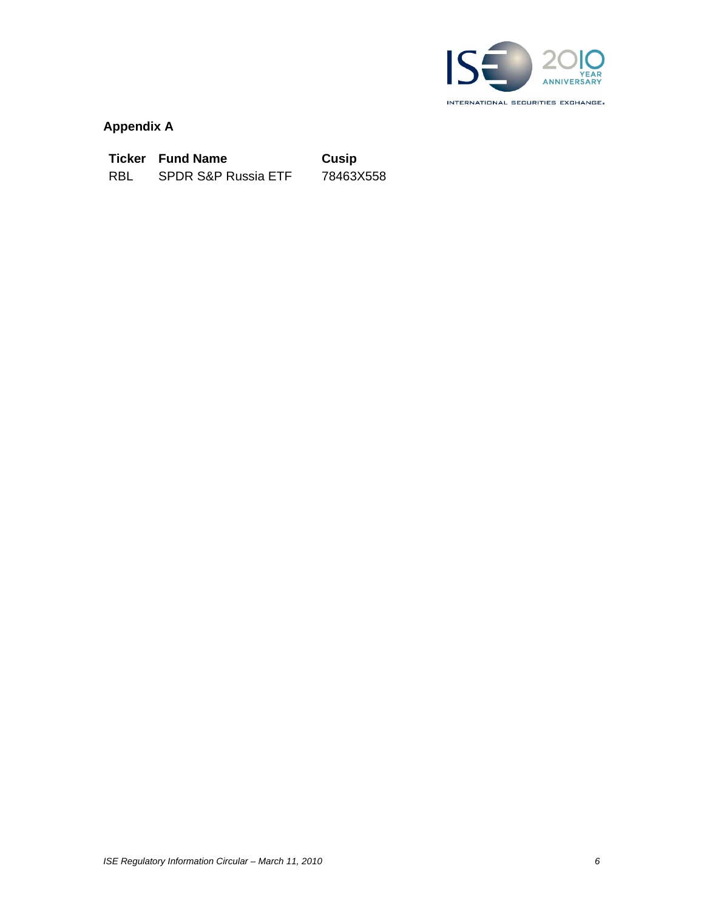## Appendix A

| Ticker | Fund Name | Cusip |
| --- | --- | --- |
| RBL | SPDR S&P Russia ETF | 78463X558 |